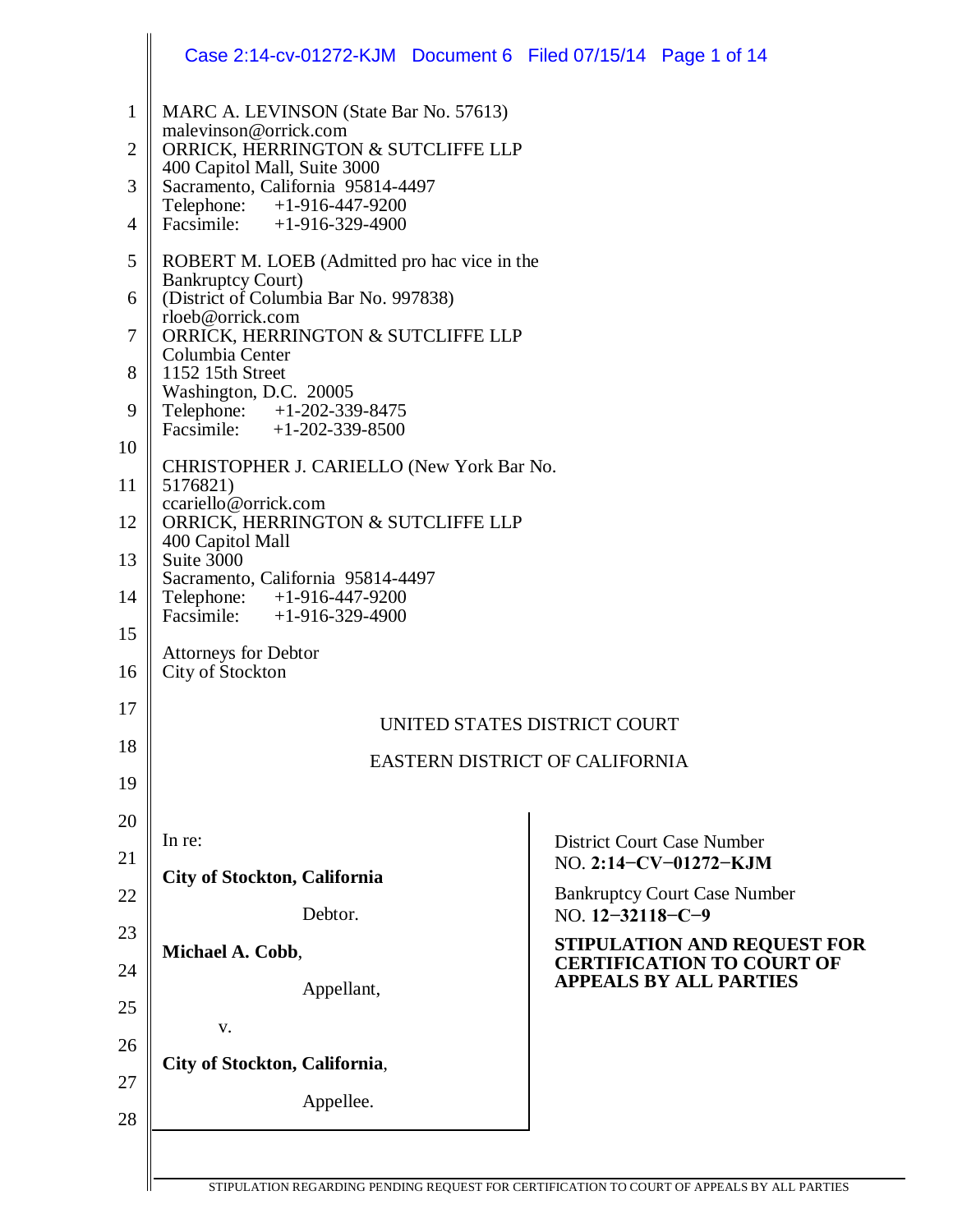MARC A. LEVINSON (State Bar No. 57613)
malevinson@orrick.com
ORRICK, HERRINGTON & SUTCLIFFE LLP
400 Capitol Mall, Suite 3000
Sacramento, California 95814-4497
Telephone: +1-916-447-9200
Facsimile: +1-916-329-4900

ROBERT M. LOEB (Admitted pro hac vice in the Bankruptcy Court)
(District of Columbia Bar No. 997838)
rloeb@orrick.com
ORRICK, HERRINGTON & SUTCLIFFE LLP
Columbia Center
1152 15th Street
Washington, D.C. 20005
Telephone: +1-202-339-8475
Facsimile: +1-202-339-8500

CHRISTOPHER J. CARIELLO (New York Bar No. 5176821)
ccariello@orrick.com
ORRICK, HERRINGTON & SUTCLIFFE LLP
400 Capitol Mall
Suite 3000
Sacramento, California 95814-4497
Telephone: +1-916-447-9200
Facsimile: +1-916-329-4900

Attorneys for Debtor
City of Stockton

UNITED STATES DISTRICT COURT

EASTERN DISTRICT OF CALIFORNIA

| | |
|---|---|
| In re:<br><br>**City of Stockton, California**<br><br>Debtor.<br><br>**Michael A. Cobb**,<br><br>Appellant,<br><br>v.<br><br>**City of Stockton, California**,<br><br>Appellee. | District Court Case Number<br>NO. **2:14−CV−01272−KJM**<br><br>Bankruptcy Court Case Number<br>NO. **12−32118−C−9**<br><br>**STIPULATION AND REQUEST FOR CERTIFICATION TO COURT OF APPEALS BY ALL PARTIES** |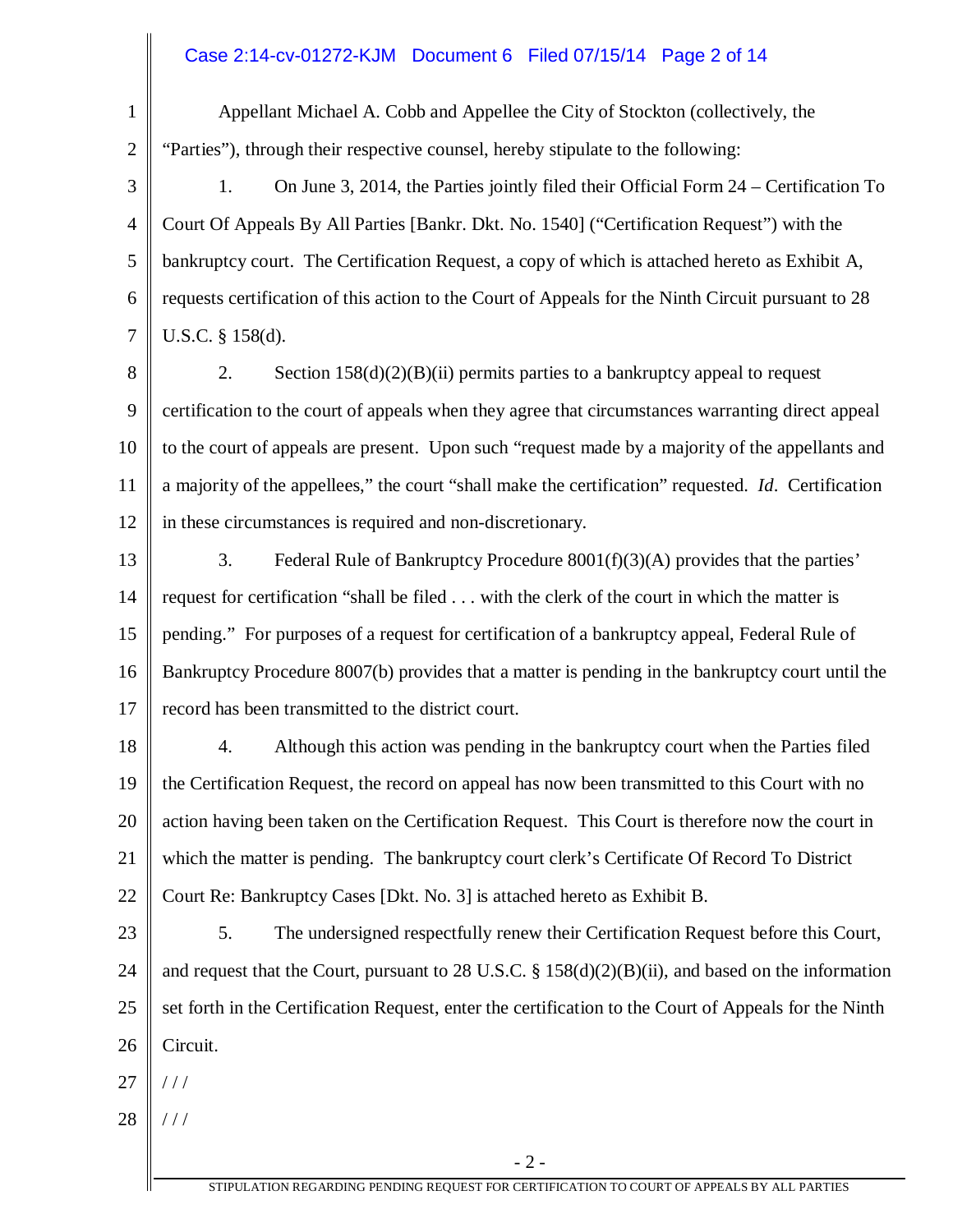Appellant Michael A. Cobb and Appellee the City of Stockton (collectively, the "Parties"), through their respective counsel, hereby stipulate to the following:

1. On June 3, 2014, the Parties jointly filed their Official Form 24 – Certification To Court Of Appeals By All Parties [Bankr. Dkt. No. 1540] ("Certification Request") with the bankruptcy court. The Certification Request, a copy of which is attached hereto as Exhibit A, requests certification of this action to the Court of Appeals for the Ninth Circuit pursuant to 28 U.S.C. § 158(d).

2. Section 158(d)(2)(B)(ii) permits parties to a bankruptcy appeal to request certification to the court of appeals when they agree that circumstances warranting direct appeal to the court of appeals are present. Upon such "request made by a majority of the appellants and a majority of the appellees," the court "shall make the certification" requested. *Id*. Certification in these circumstances is required and non-discretionary.

3. Federal Rule of Bankruptcy Procedure 8001(f)(3)(A) provides that the parties' request for certification "shall be filed . . . with the clerk of the court in which the matter is pending." For purposes of a request for certification of a bankruptcy appeal, Federal Rule of Bankruptcy Procedure 8007(b) provides that a matter is pending in the bankruptcy court until the record has been transmitted to the district court.

4. Although this action was pending in the bankruptcy court when the Parties filed the Certification Request, the record on appeal has now been transmitted to this Court with no action having been taken on the Certification Request. This Court is therefore now the court in which the matter is pending. The bankruptcy court clerk's Certificate Of Record To District Court Re: Bankruptcy Cases [Dkt. No. 3] is attached hereto as Exhibit B.

5. The undersigned respectfully renew their Certification Request before this Court, and request that the Court, pursuant to 28 U.S.C. § 158(d)(2)(B)(ii), and based on the information set forth in the Certification Request, enter the certification to the Court of Appeals for the Ninth Circuit.

/ / /

/ / /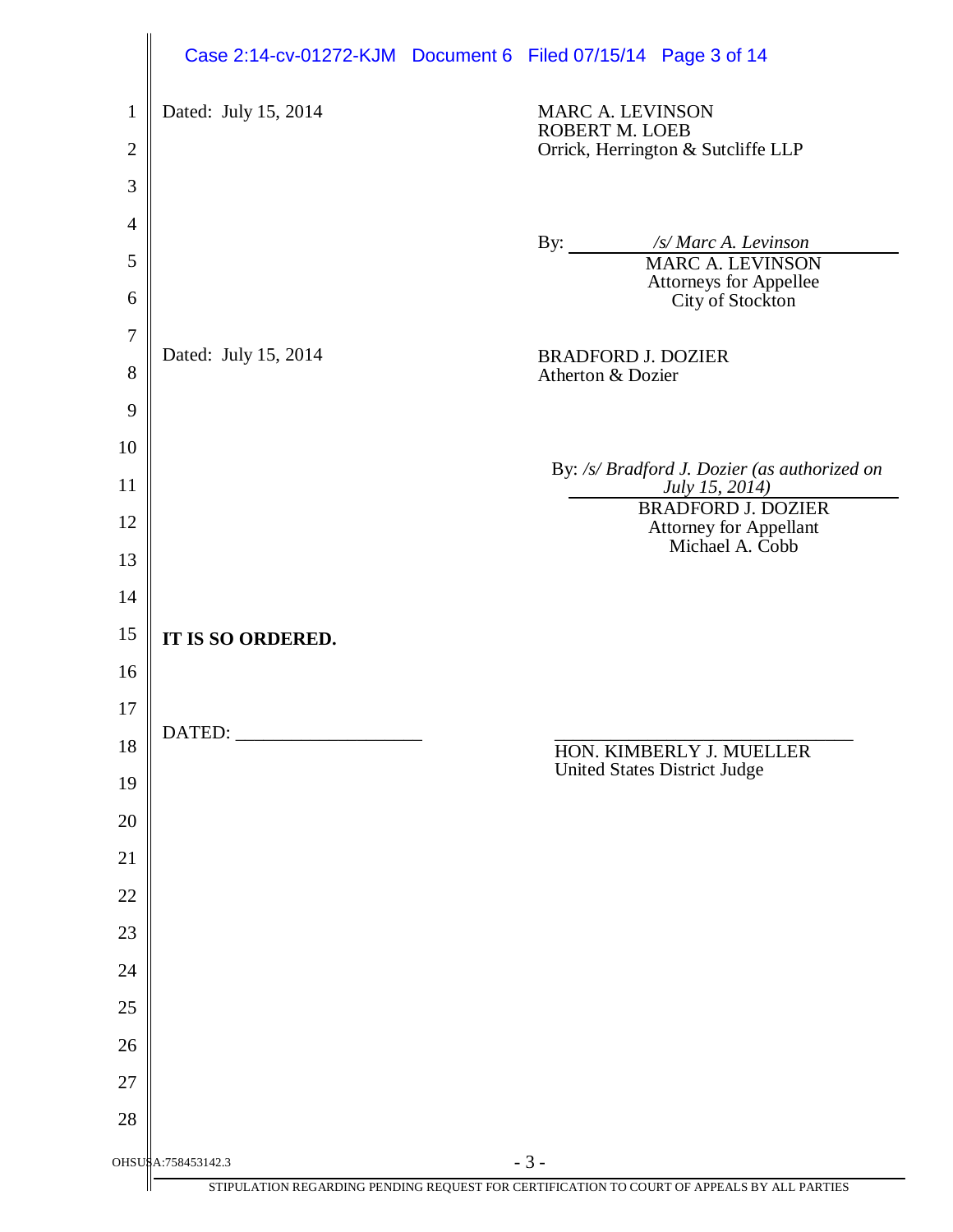Dated: July 15, 2014

MARC A. LEVINSON
ROBERT M. LOEB
Orrick, Herrington & Sutcliffe LLP

By: */s/ Marc A. Levinson*
MARC A. LEVINSON
Attorneys for Appellee
City of Stockton

Dated: July 15, 2014

BRADFORD J. DOZIER
Atherton & Dozier

By: */s/ Bradford J. Dozier (as authorized on July 15, 2014)*
BRADFORD J. DOZIER
Attorney for Appellant
Michael A. Cobb

**IT IS SO ORDERED.**

DATED: ____________________

_______________________________
HON. KIMBERLY J. MUELLER
United States District Judge

OHSUSA:758453142.3

STIPULATION REGARDING PENDING REQUEST FOR CERTIFICATION TO COURT OF APPEALS BY ALL PARTIES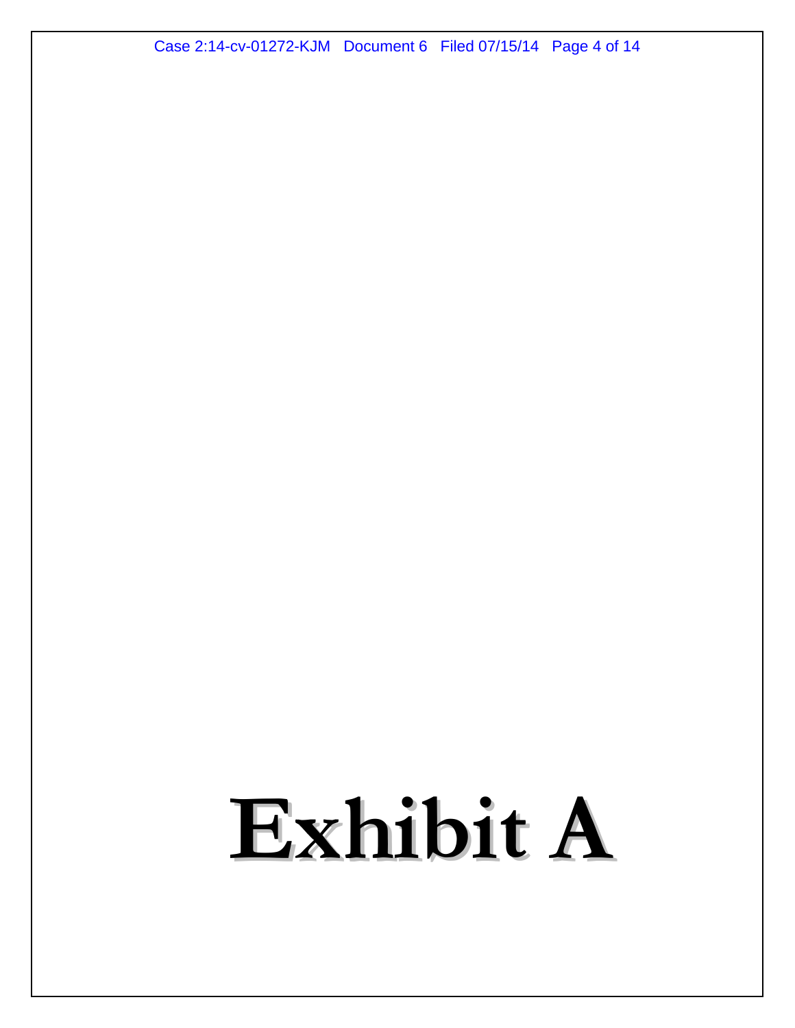# Exhibit A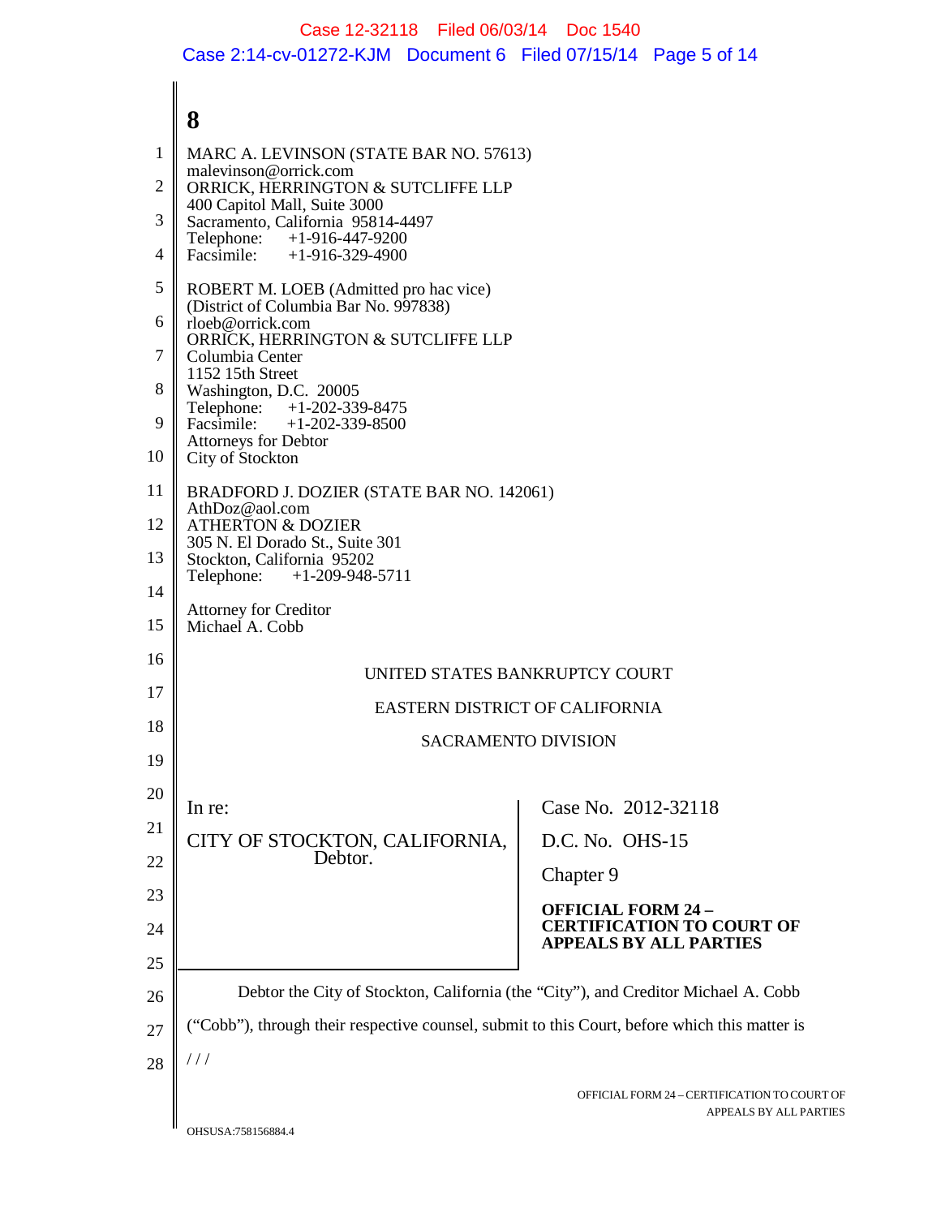# 8

MARC A. LEVINSON (STATE BAR NO. 57613)
malevinson@orrick.com
ORRICK, HERRINGTON & SUTCLIFFE LLP
400 Capitol Mall, Suite 3000
Sacramento, California 95814-4497
Telephone: +1-916-447-9200
Facsimile: +1-916-329-4900

ROBERT M. LOEB (Admitted pro hac vice)
(District of Columbia Bar No. 997838)
rloeb@orrick.com
ORRICK, HERRINGTON & SUTCLIFFE LLP
Columbia Center
1152 15th Street
Washington, D.C. 20005
Telephone: +1-202-339-8475
Facsimile: +1-202-339-8500
Attorneys for Debtor
City of Stockton

BRADFORD J. DOZIER (STATE BAR NO. 142061)
AthDoz@aol.com
ATHERTON & DOZIER
305 N. El Dorado St., Suite 301
Stockton, California 95202
Telephone: +1-209-948-5711

Attorney for Creditor
Michael A. Cobb

UNITED STATES BANKRUPTCY COURT

EASTERN DISTRICT OF CALIFORNIA

SACRAMENTO DIVISION

| | |
|---|---|
| In re:<br><br>CITY OF STOCKTON, CALIFORNIA,<br>Debtor. | Case No. 2012-32118<br><br>D.C. No. OHS-15<br><br>Chapter 9<br><br>**OFFICIAL FORM 24 – CERTIFICATION TO COURT OF APPEALS BY ALL PARTIES** |

Debtor the City of Stockton, California (the "City"), and Creditor Michael A. Cobb ("Cobb"), through their respective counsel, submit to this Court, before which this matter is

/ / /

OFFICIAL FORM 24 – CERTIFICATION TO COURT OF APPEALS BY ALL PARTIES

OHSUSA:758156884.4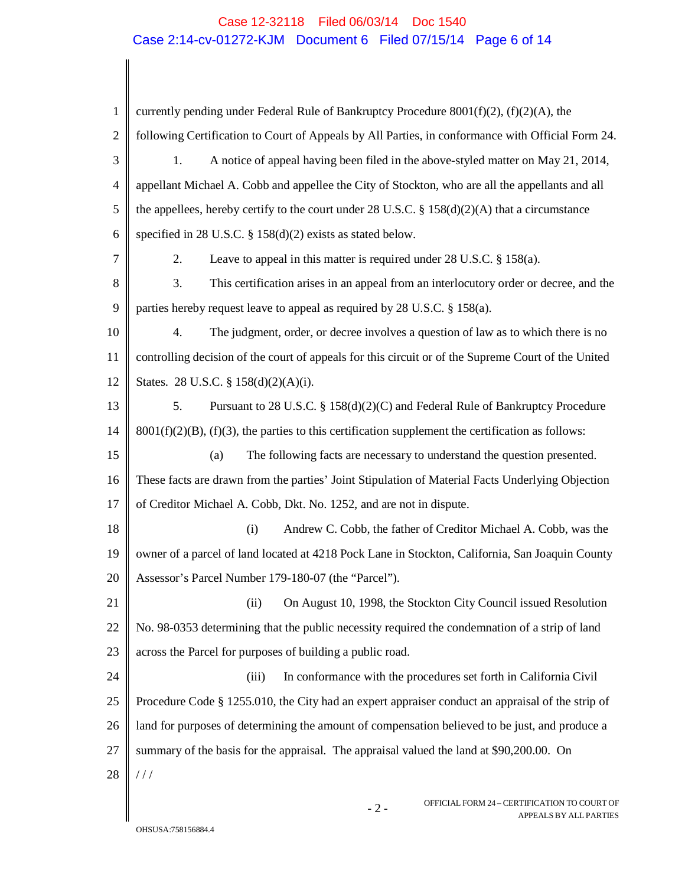currently pending under Federal Rule of Bankruptcy Procedure 8001(f)(2), (f)(2)(A), the following Certification to Court of Appeals by All Parties, in conformance with Official Form 24.

1. A notice of appeal having been filed in the above-styled matter on May 21, 2014, appellant Michael A. Cobb and appellee the City of Stockton, who are all the appellants and all the appellees, hereby certify to the court under 28 U.S.C. § 158(d)(2)(A) that a circumstance specified in 28 U.S.C. § 158(d)(2) exists as stated below.

2. Leave to appeal in this matter is required under 28 U.S.C. § 158(a).

3. This certification arises in an appeal from an interlocutory order or decree, and the parties hereby request leave to appeal as required by 28 U.S.C. § 158(a).

4. The judgment, order, or decree involves a question of law as to which there is no controlling decision of the court of appeals for this circuit or of the Supreme Court of the United States. 28 U.S.C. § 158(d)(2)(A)(i).

5. Pursuant to 28 U.S.C. § 158(d)(2)(C) and Federal Rule of Bankruptcy Procedure 8001(f)(2)(B), (f)(3), the parties to this certification supplement the certification as follows:

(a) The following facts are necessary to understand the question presented. These facts are drawn from the parties' Joint Stipulation of Material Facts Underlying Objection of Creditor Michael A. Cobb, Dkt. No. 1252, and are not in dispute.

(i) Andrew C. Cobb, the father of Creditor Michael A. Cobb, was the owner of a parcel of land located at 4218 Pock Lane in Stockton, California, San Joaquin County Assessor's Parcel Number 179-180-07 (the "Parcel").

(ii) On August 10, 1998, the Stockton City Council issued Resolution No. 98-0353 determining that the public necessity required the condemnation of a strip of land across the Parcel for purposes of building a public road.

(iii) In conformance with the procedures set forth in California Civil Procedure Code § 1255.010, the City had an expert appraiser conduct an appraisal of the strip of land for purposes of determining the amount of compensation believed to be just, and produce a summary of the basis for the appraisal. The appraisal valued the land at $90,200.00. On

/ / /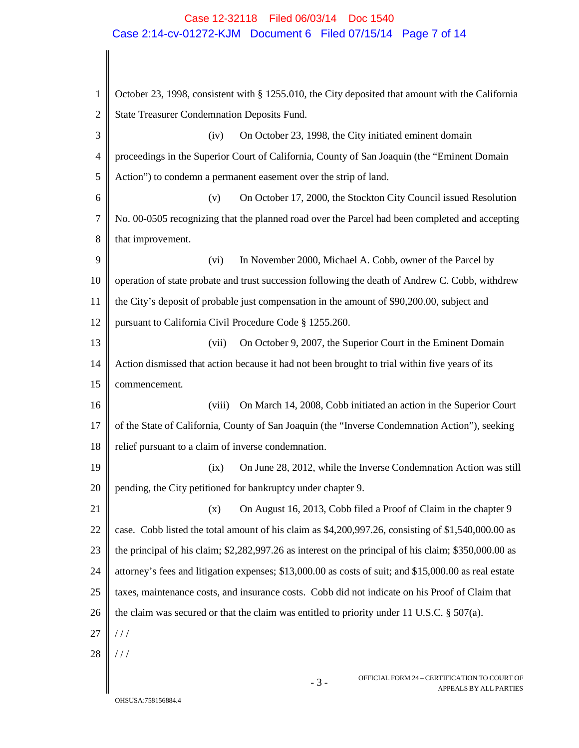October 23, 1998, consistent with § 1255.010, the City deposited that amount with the California State Treasurer Condemnation Deposits Fund.

(iv) On October 23, 1998, the City initiated eminent domain proceedings in the Superior Court of California, County of San Joaquin (the "Eminent Domain Action") to condemn a permanent easement over the strip of land.

(v) On October 17, 2000, the Stockton City Council issued Resolution No. 00-0505 recognizing that the planned road over the Parcel had been completed and accepting that improvement.

(vi) In November 2000, Michael A. Cobb, owner of the Parcel by operation of state probate and trust succession following the death of Andrew C. Cobb, withdrew the City's deposit of probable just compensation in the amount of $90,200.00, subject and pursuant to California Civil Procedure Code § 1255.260.

(vii) On October 9, 2007, the Superior Court in the Eminent Domain Action dismissed that action because it had not been brought to trial within five years of its commencement.

(viii) On March 14, 2008, Cobb initiated an action in the Superior Court of the State of California, County of San Joaquin (the "Inverse Condemnation Action"), seeking relief pursuant to a claim of inverse condemnation.

(ix) On June 28, 2012, while the Inverse Condemnation Action was still pending, the City petitioned for bankruptcy under chapter 9.

(x) On August 16, 2013, Cobb filed a Proof of Claim in the chapter 9 case. Cobb listed the total amount of his claim as $4,200,997.26, consisting of $1,540,000.00 as the principal of his claim; $2,282,997.26 as interest on the principal of his claim; $350,000.00 as attorney's fees and litigation expenses; $13,000.00 as costs of suit; and $15,000.00 as real estate taxes, maintenance costs, and insurance costs. Cobb did not indicate on his Proof of Claim that the claim was secured or that the claim was entitled to priority under 11 U.S.C. § 507(a).

/ / /

/ / /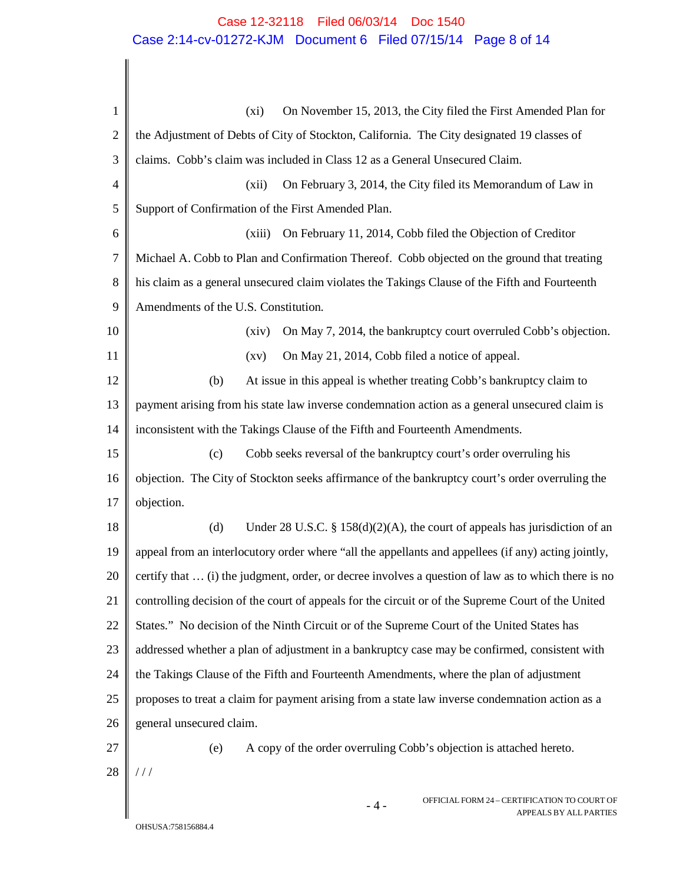(xi) On November 15, 2013, the City filed the First Amended Plan for the Adjustment of Debts of City of Stockton, California. The City designated 19 classes of claims. Cobb's claim was included in Class 12 as a General Unsecured Claim.

(xii) On February 3, 2014, the City filed its Memorandum of Law in Support of Confirmation of the First Amended Plan.

(xiii) On February 11, 2014, Cobb filed the Objection of Creditor Michael A. Cobb to Plan and Confirmation Thereof. Cobb objected on the ground that treating his claim as a general unsecured claim violates the Takings Clause of the Fifth and Fourteenth Amendments of the U.S. Constitution.

(xiv) On May 7, 2014, the bankruptcy court overruled Cobb's objection.

(xv) On May 21, 2014, Cobb filed a notice of appeal.

(b) At issue in this appeal is whether treating Cobb's bankruptcy claim to payment arising from his state law inverse condemnation action as a general unsecured claim is inconsistent with the Takings Clause of the Fifth and Fourteenth Amendments.

(c) Cobb seeks reversal of the bankruptcy court's order overruling his objection. The City of Stockton seeks affirmance of the bankruptcy court's order overruling the objection.

(d) Under 28 U.S.C. § 158(d)(2)(A), the court of appeals has jurisdiction of an appeal from an interlocutory order where "all the appellants and appellees (if any) acting jointly, certify that … (i) the judgment, order, or decree involves a question of law as to which there is no controlling decision of the court of appeals for the circuit or of the Supreme Court of the United States." No decision of the Ninth Circuit or of the Supreme Court of the United States has addressed whether a plan of adjustment in a bankruptcy case may be confirmed, consistent with the Takings Clause of the Fifth and Fourteenth Amendments, where the plan of adjustment proposes to treat a claim for payment arising from a state law inverse condemnation action as a general unsecured claim.

(e) A copy of the order overruling Cobb's objection is attached hereto.

/ / /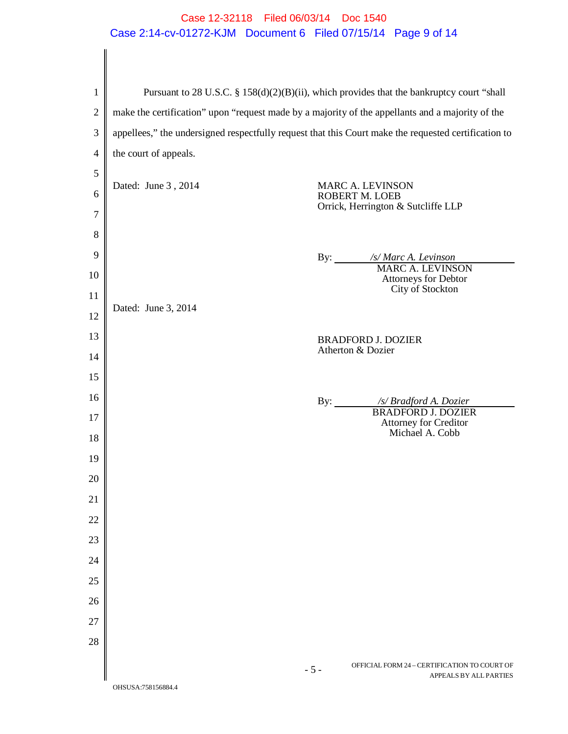Pursuant to 28 U.S.C. § 158(d)(2)(B)(ii), which provides that the bankruptcy court "shall make the certification" upon "request made by a majority of the appellants and a majority of the appellees," the undersigned respectfully request that this Court make the requested certification to the court of appeals.

Dated: June 3 , 2014

MARC A. LEVINSON
ROBERT M. LOEB
Orrick, Herrington & Sutcliffe LLP

By: */s/ Marc A. Levinson*
MARC A. LEVINSON
Attorneys for Debtor
City of Stockton

Dated: June 3, 2014

BRADFORD J. DOZIER
Atherton & Dozier

By: */s/ Bradford A. Dozier*
BRADFORD J. DOZIER
Attorney for Creditor
Michael A. Cobb

OFFICIAL FORM 24 – CERTIFICATION TO COURT OF APPEALS BY ALL PARTIES

OHSUSA:758156884.4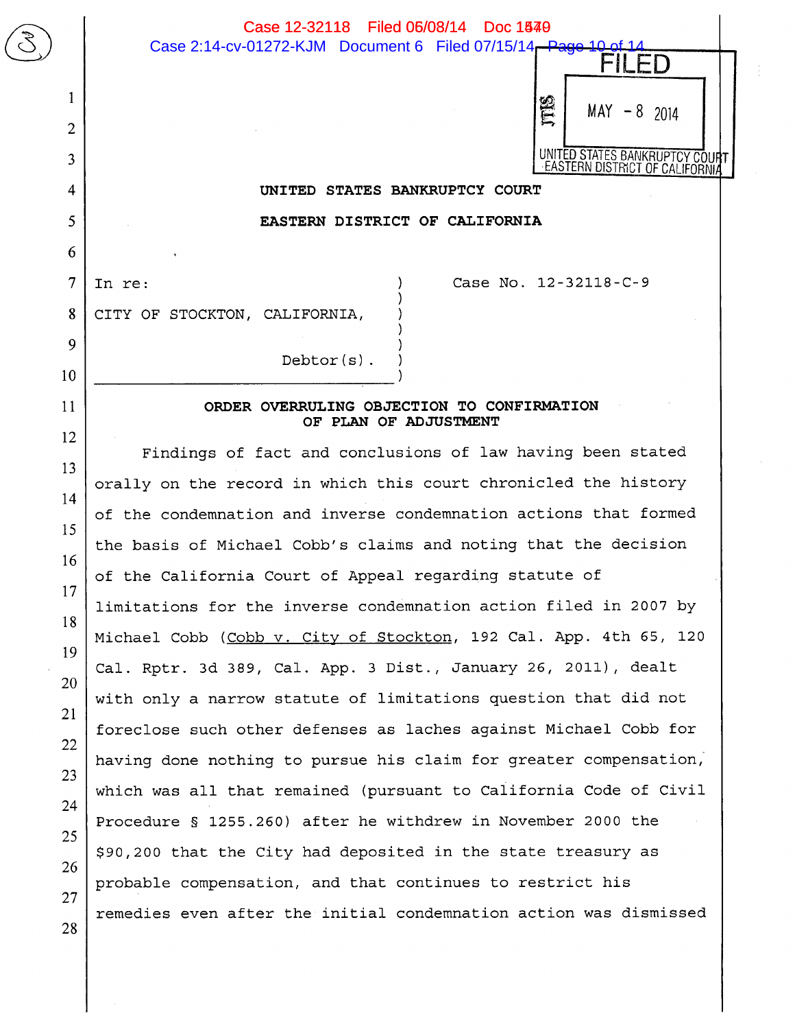FILED

MAY - 8 2014

UNITED STATES BANKRUPTCY COURT
EASTERN DISTRICT OF CALIFORNIA

UNITED STATES BANKRUPTCY COURT

EASTERN DISTRICT OF CALIFORNIA

In re: CITY OF STOCKTON, CALIFORNIA, Debtor(s).

Case No. 12-32118-C-9

**ORDER OVERRULING OBJECTION TO CONFIRMATION OF PLAN OF ADJUSTMENT**

Findings of fact and conclusions of law having been stated orally on the record in which this court chronicled the history of the condemnation and inverse condemnation actions that formed the basis of Michael Cobb's claims and noting that the decision of the California Court of Appeal regarding statute of limitations for the inverse condemnation action filed in 2007 by Michael Cobb (Cobb v. City of Stockton, 192 Cal. App. 4th 65, 120 Cal. Rptr. 3d 389, Cal. App. 3 Dist., January 26, 2011), dealt with only a narrow statute of limitations question that did not foreclose such other defenses as laches against Michael Cobb for having done nothing to pursue his claim for greater compensation, which was all that remained (pursuant to California Code of Civil Procedure § 1255.260) after he withdrew in November 2000 the $90,200 that the City had deposited in the state treasury as probable compensation, and that continues to restrict his remedies even after the initial condemnation action was dismissed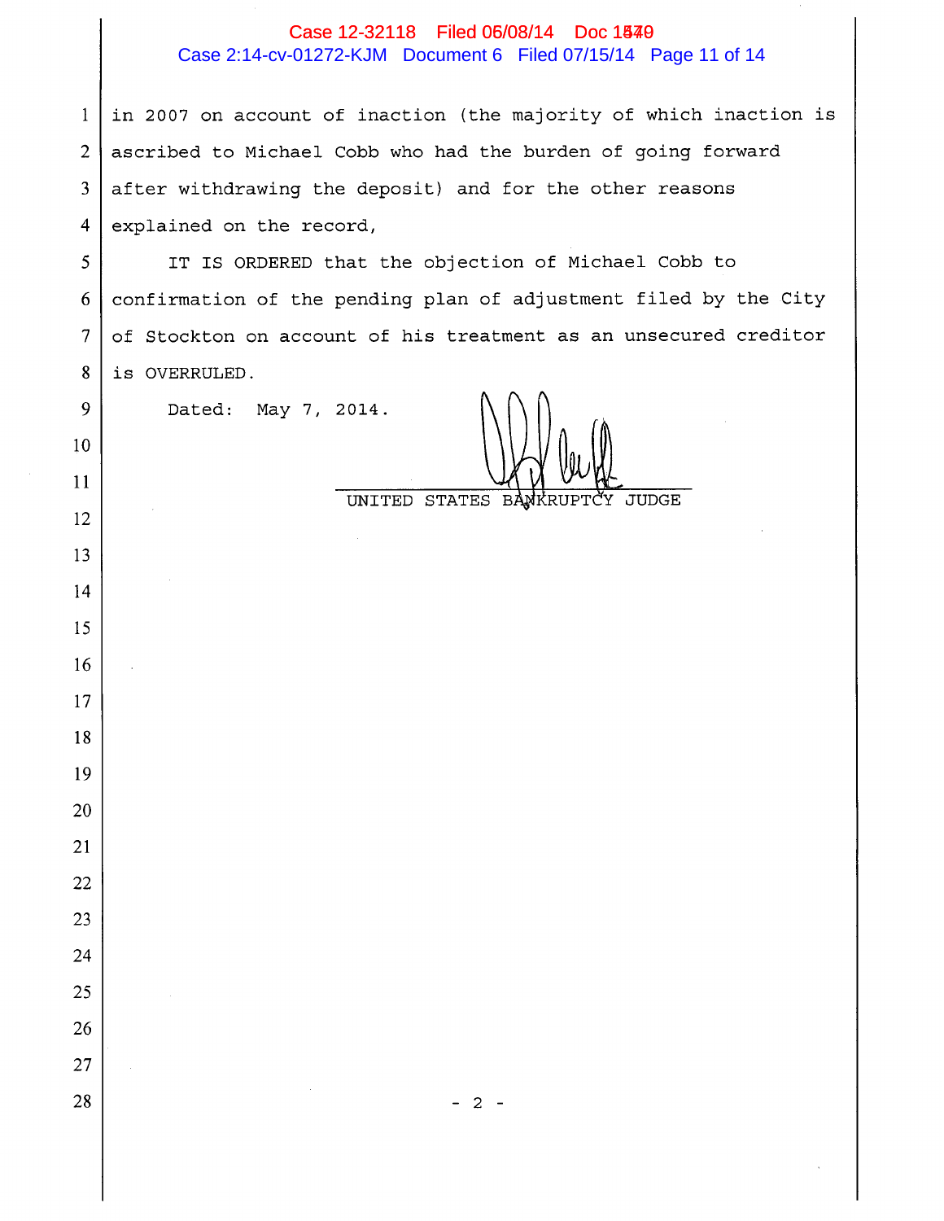in 2007 on account of inaction (the majority of which inaction is ascribed to Michael Cobb who had the burden of going forward after withdrawing the deposit) and for the other reasons explained on the record,

IT IS ORDERED that the objection of Michael Cobb to confirmation of the pending plan of adjustment filed by the City of Stockton on account of his treatment as an unsecured creditor is OVERRULED.

Dated: May 7, 2014.

UNITED STATES BANKRUPTCY JUDGE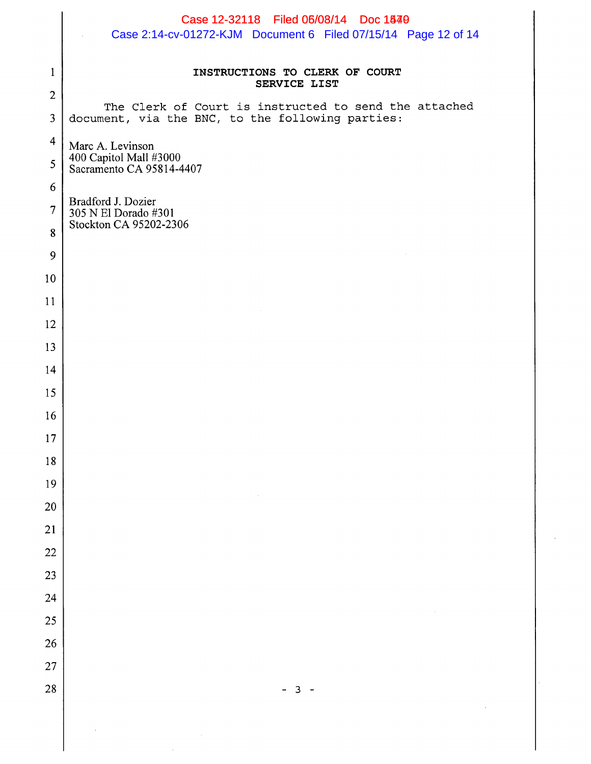**INSTRUCTIONS TO CLERK OF COURT**
**SERVICE LIST**

The Clerk of Court is instructed to send the attached document, via the BNC, to the following parties:

Marc A. Levinson
400 Capitol Mall #3000
Sacramento CA 95814-4407

Bradford J. Dozier
305 N El Dorado #301
Stockton CA 95202-2306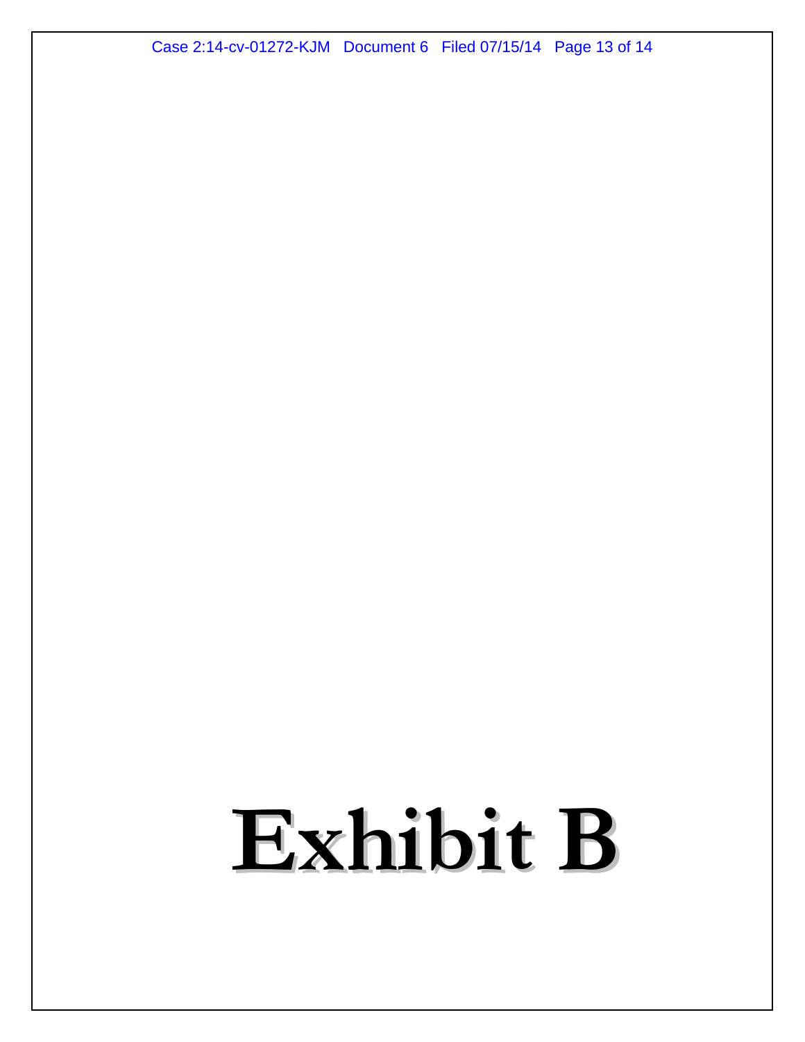# Exhibit B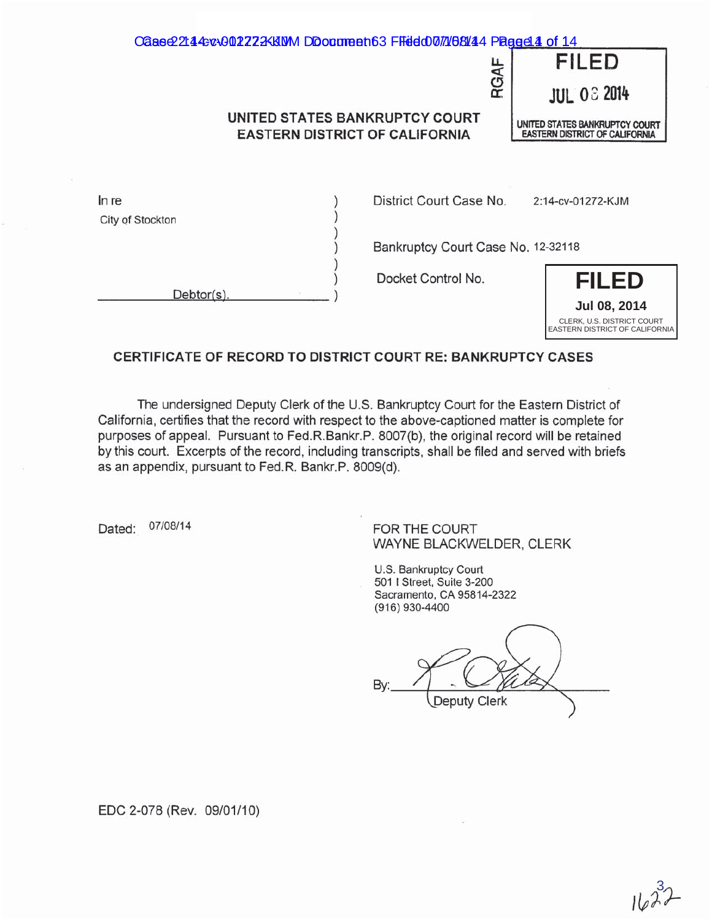RGAF

**FILED**

JUL 08 2014

UNITED STATES BANKRUPTCY COURT
EASTERN DISTRICT OF CALIFORNIA

## UNITED STATES BANKRUPTCY COURT
## EASTERN DISTRICT OF CALIFORNIA

| | |
|---|---|
| In re<br>City of Stockton<br><br>Debtor(s). | District Court Case No. 2:14-cv-01272-KJM<br><br>Bankruptcy Court Case No. 12-32118<br><br>Docket Control No. |

**FILED**
Jul 08, 2014
CLERK, U.S. DISTRICT COURT
EASTERN DISTRICT OF CALIFORNIA

### CERTIFICATE OF RECORD TO DISTRICT COURT RE: BANKRUPTCY CASES

The undersigned Deputy Clerk of the U.S. Bankruptcy Court for the Eastern District of California, certifies that the record with respect to the above-captioned matter is complete for purposes of appeal. Pursuant to Fed.R.Bankr.P. 8007(b), the original record will be retained by this court. Excerpts of the record, including transcripts, shall be filed and served with briefs as an appendix, pursuant to Fed.R. Bankr.P. 8009(d).

Dated: 07/08/14

FOR THE COURT
WAYNE BLACKWELDER, CLERK

U.S. Bankruptcy Court
501 I Street, Suite 3-200
Sacramento, CA 95814-2322
(916) 930-4400

By: ______________________
Deputy Clerk

EDC 2-078 (Rev. 09/01/10)